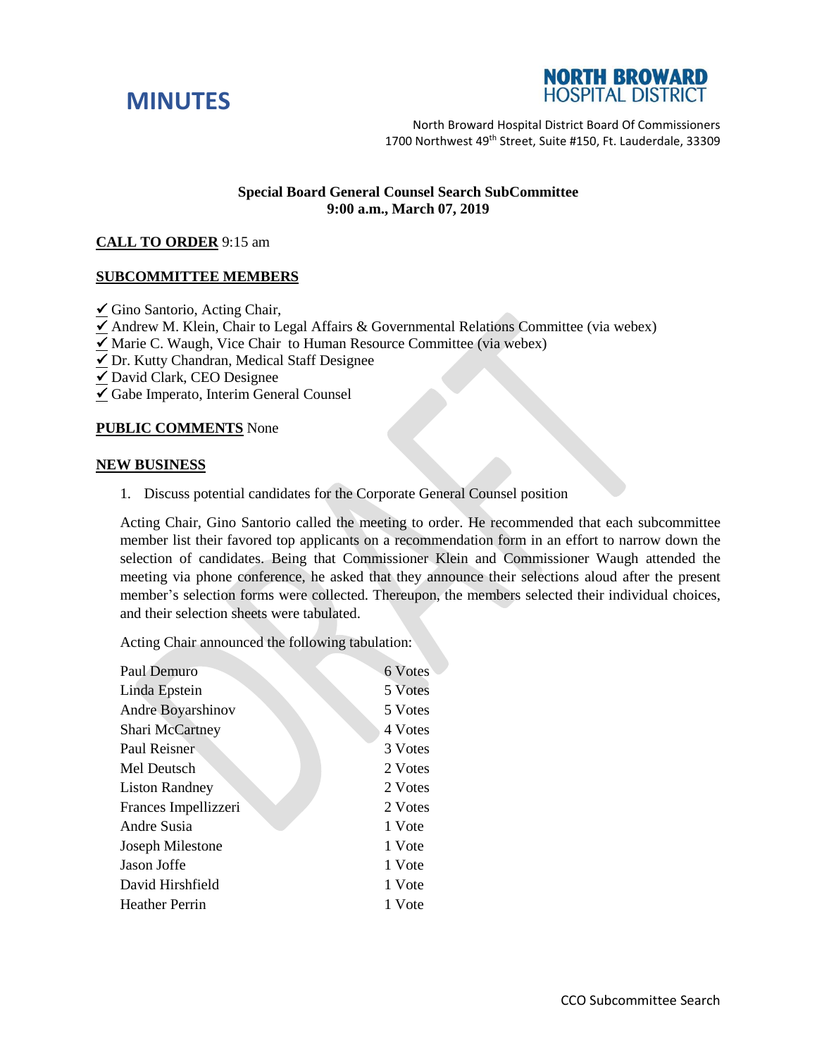# MINUTES

**NORTH BROWARD HOSPITAL DISTRICT**

North Broward Hospital District Board Of Commissioners
1700 Northwest 49th Street, Suite #150, Ft. Lauderdale, 33309

**Special Board General Counsel Search SubCommittee**
**9:00 a.m., March 07, 2019**

**CALL TO ORDER** 9:15 am

**SUBCOMMITTEE MEMBERS**

✓ Gino Santorio, Acting Chair,
✓ Andrew M. Klein, Chair to Legal Affairs & Governmental Relations Committee (via webex)
✓ Marie C. Waugh, Vice Chair to Human Resource Committee (via webex)
✓ Dr. Kutty Chandran, Medical Staff Designee
✓ David Clark, CEO Designee
✓ Gabe Imperato, Interim General Counsel

**PUBLIC COMMENTS** None

**NEW BUSINESS**

1. Discuss potential candidates for the Corporate General Counsel position

Acting Chair, Gino Santorio called the meeting to order. He recommended that each subcommittee member list their favored top applicants on a recommendation form in an effort to narrow down the selection of candidates. Being that Commissioner Klein and Commissioner Waugh attended the meeting via phone conference, he asked that they announce their selections aloud after the present member's selection forms were collected. Thereupon, the members selected their individual choices, and their selection sheets were tabulated.

Acting Chair announced the following tabulation:

| | |
|---|---|
| Paul Demuro | 6 Votes |
| Linda Epstein | 5 Votes |
| Andre Boyarshinov | 5 Votes |
| Shari McCartney | 4 Votes |
| Paul Reisner | 3 Votes |
| Mel Deutsch | 2 Votes |
| Liston Randney | 2 Votes |
| Frances Impellizzeri | 2 Votes |
| Andre Susia | 1 Vote |
| Joseph Milestone | 1 Vote |
| Jason Joffe | 1 Vote |
| David Hirshfield | 1 Vote |
| Heather Perrin | 1 Vote |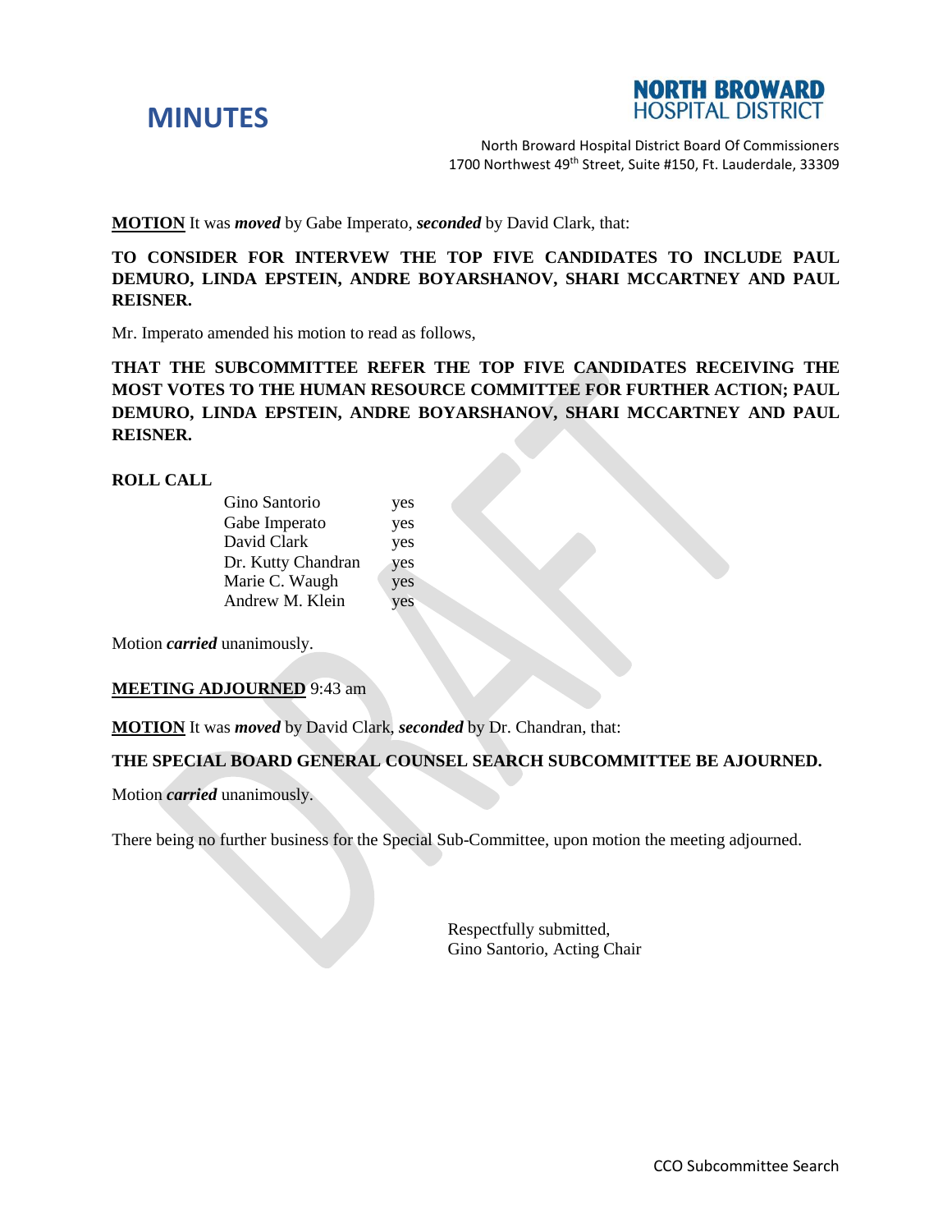# MINUTES

**NORTH BROWARD HOSPITAL DISTRICT**

North Broward Hospital District Board Of Commissioners
1700 Northwest 49th Street, Suite #150, Ft. Lauderdale, 33309

**MOTION** It was ***moved*** by Gabe Imperato, ***seconded*** by David Clark, that:

**TO CONSIDER FOR INTERVEW THE TOP FIVE CANDIDATES TO INCLUDE PAUL DEMURO, LINDA EPSTEIN, ANDRE BOYARSHANOV, SHARI MCCARTNEY AND PAUL REISNER.**

Mr. Imperato amended his motion to read as follows,

**THAT THE SUBCOMMITTEE REFER THE TOP FIVE CANDIDATES RECEIVING THE MOST VOTES TO THE HUMAN RESOURCE COMMITTEE FOR FURTHER ACTION; PAUL DEMURO, LINDA EPSTEIN, ANDRE BOYARSHANOV, SHARI MCCARTNEY AND PAUL REISNER.**

**ROLL CALL**

| | |
|---|---|
| Gino Santorio | yes |
| Gabe Imperato | yes |
| David Clark | yes |
| Dr. Kutty Chandran | yes |
| Marie C. Waugh | yes |
| Andrew M. Klein | yes |

Motion ***carried*** unanimously.

**MEETING ADJOURNED** 9:43 am

**MOTION** It was ***moved*** by David Clark, ***seconded*** by Dr. Chandran, that:

**THE SPECIAL BOARD GENERAL COUNSEL SEARCH SUBCOMMITTEE BE AJOURNED.**

Motion ***carried*** unanimously.

There being no further business for the Special Sub-Committee, upon motion the meeting adjourned.

Respectfully submitted,
Gino Santorio, Acting Chair

DRAFT